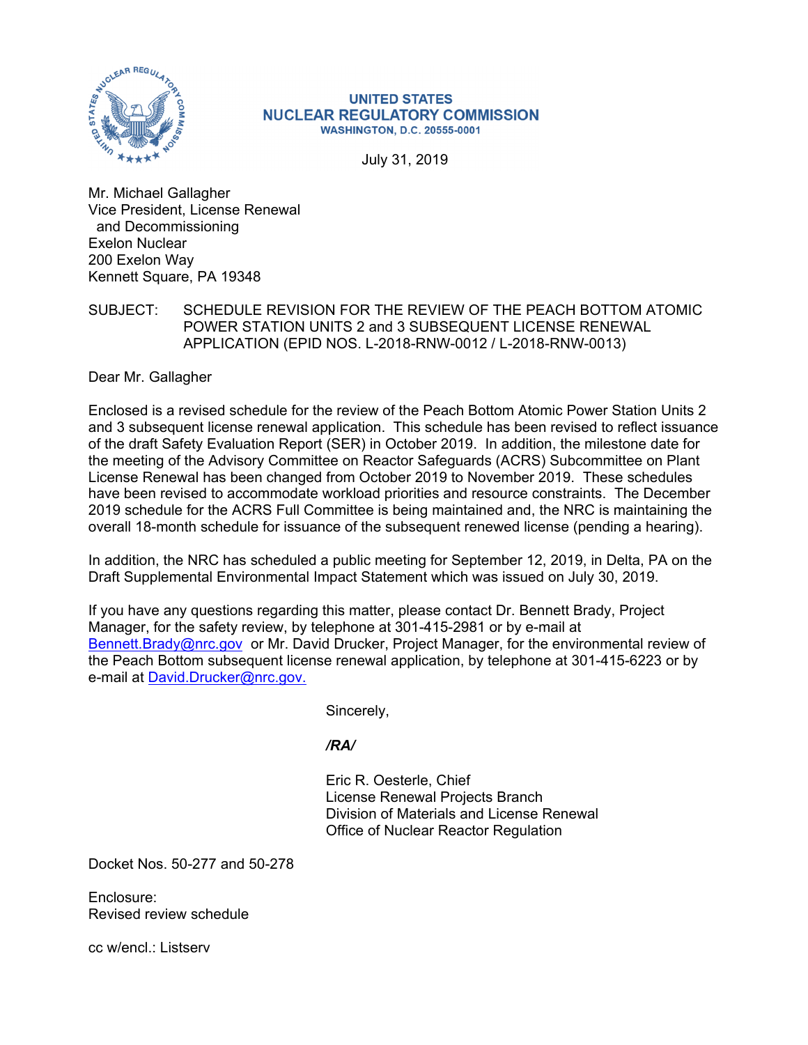**UNITED STATES**
**NUCLEAR REGULATORY COMMISSION**
**WASHINGTON, D.C. 20555-0001**

July 31, 2019

Mr. Michael Gallagher
Vice President, License Renewal
and Decommissioning
Exelon Nuclear
200 Exelon Way
Kennett Square, PA 19348

SUBJECT: SCHEDULE REVISION FOR THE REVIEW OF THE PEACH BOTTOM ATOMIC POWER STATION UNITS 2 and 3 SUBSEQUENT LICENSE RENEWAL APPLICATION (EPID NOS. L-2018-RNW-0012 / L-2018-RNW-0013)

Dear Mr. Gallagher

Enclosed is a revised schedule for the review of the Peach Bottom Atomic Power Station Units 2 and 3 subsequent license renewal application. This schedule has been revised to reflect issuance of the draft Safety Evaluation Report (SER) in October 2019. In addition, the milestone date for the meeting of the Advisory Committee on Reactor Safeguards (ACRS) Subcommittee on Plant License Renewal has been changed from October 2019 to November 2019. These schedules have been revised to accommodate workload priorities and resource constraints. The December 2019 schedule for the ACRS Full Committee is being maintained and, the NRC is maintaining the overall 18-month schedule for issuance of the subsequent renewed license (pending a hearing).

In addition, the NRC has scheduled a public meeting for September 12, 2019, in Delta, PA on the Draft Supplemental Environmental Impact Statement which was issued on July 30, 2019.

If you have any questions regarding this matter, please contact Dr. Bennett Brady, Project Manager, for the safety review, by telephone at 301-415-2981 or by e-mail at Bennett.Brady@nrc.gov or Mr. David Drucker, Project Manager, for the environmental review of the Peach Bottom subsequent license renewal application, by telephone at 301-415-6223 or by e-mail at David.Drucker@nrc.gov.

Sincerely,

*/RA/*

Eric R. Oesterle, Chief
License Renewal Projects Branch
Division of Materials and License Renewal
Office of Nuclear Reactor Regulation

Docket Nos. 50-277 and 50-278

Enclosure:
Revised review schedule

cc w/encl.: Listserv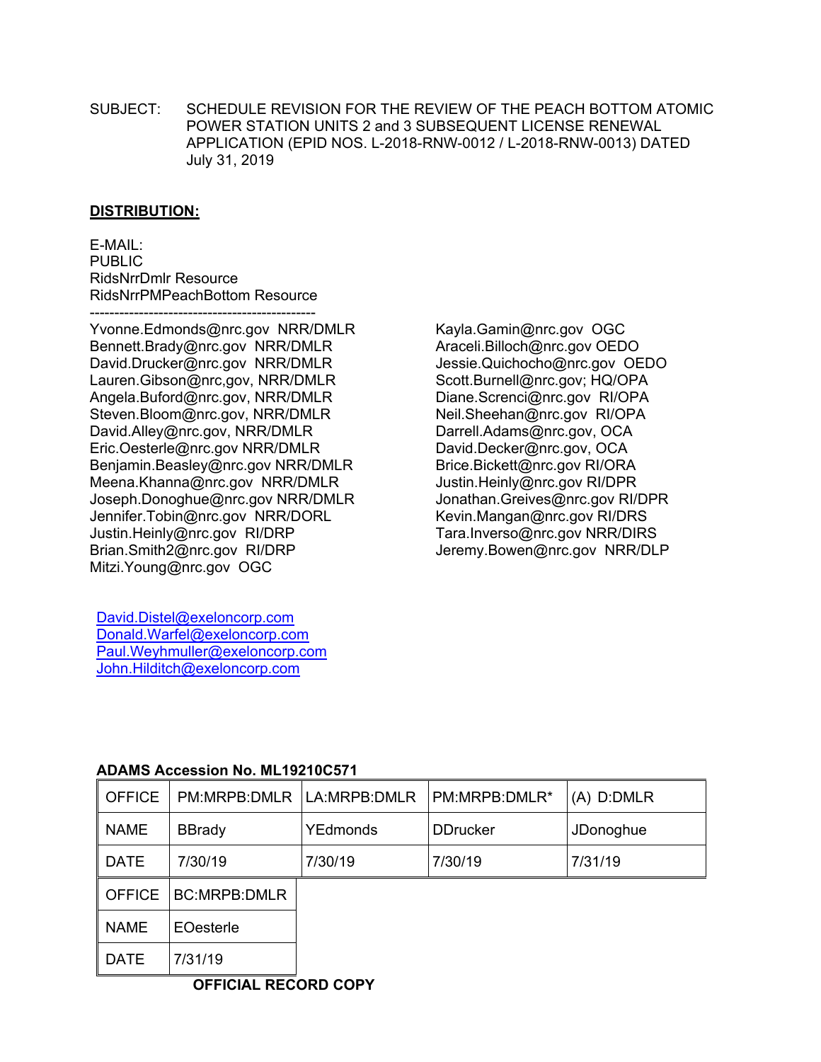SUBJECT: SCHEDULE REVISION FOR THE REVIEW OF THE PEACH BOTTOM ATOMIC POWER STATION UNITS 2 and 3 SUBSEQUENT LICENSE RENEWAL APPLICATION (EPID NOS. L-2018-RNW-0012 / L-2018-RNW-0013) DATED July 31, 2019

**DISTRIBUTION:**

E-MAIL:
PUBLIC
RidsNrrDmlr Resource
RidsNrrPMPeachBottom Resource

---

Yvonne.Edmonds@nrc.gov NRR/DMLR
Bennett.Brady@nrc.gov NRR/DMLR
David.Drucker@nrc.gov NRR/DMLR
Lauren.Gibson@nrc,gov, NRR/DMLR
Angela.Buford@nrc.gov, NRR/DMLR
Steven.Bloom@nrc.gov, NRR/DMLR
David.Alley@nrc.gov, NRR/DMLR
Eric.Oesterle@nrc.gov NRR/DMLR
Benjamin.Beasley@nrc.gov NRR/DMLR
Meena.Khanna@nrc.gov NRR/DMLR
Joseph.Donoghue@nrc.gov NRR/DMLR
Jennifer.Tobin@nrc.gov NRR/DORL
Justin.Heinly@nrc.gov RI/DRP
Brian.Smith2@nrc.gov RI/DRP
Mitzi.Young@nrc.gov OGC
Kayla.Gamin@nrc.gov OGC
Araceli.Billoch@nrc.gov OEDO
Jessie.Quichocho@nrc.gov OEDO
Scott.Burnell@nrc.gov; HQ/OPA
Diane.Screnci@nrc.gov RI/OPA
Neil.Sheehan@nrc.gov RI/OPA
Darrell.Adams@nrc.gov, OCA
David.Decker@nrc.gov, OCA
Brice.Bickett@nrc.gov RI/ORA
Justin.Heinly@nrc.gov RI/DPR
Jonathan.Greives@nrc.gov RI/DPR
Kevin.Mangan@nrc.gov RI/DRS
Tara.Inverso@nrc.gov NRR/DIRS
Jeremy.Bowen@nrc.gov NRR/DLP

David.Distel@exeloncorp.com
Donald.Warfel@exeloncorp.com
Paul.Weyhmuller@exeloncorp.com
John.Hilditch@exeloncorp.com

**ADAMS Accession No. ML19210C571**

| OFFICE | PM:MRPB:DMLR | LA:MRPB:DMLR | PM:MRPB:DMLR* | (A) D:DMLR |
|---|---|---|---|---|
| NAME | BBrady | YEdmonds | DDrucker | JDonoghue |
| DATE | 7/30/19 | 7/30/19 | 7/30/19 | 7/31/19 |
| OFFICE | BC:MRPB:DMLR | | | |
| NAME | EOesterle | | | |
| DATE | 7/31/19 | | | |

**OFFICIAL RECORD COPY**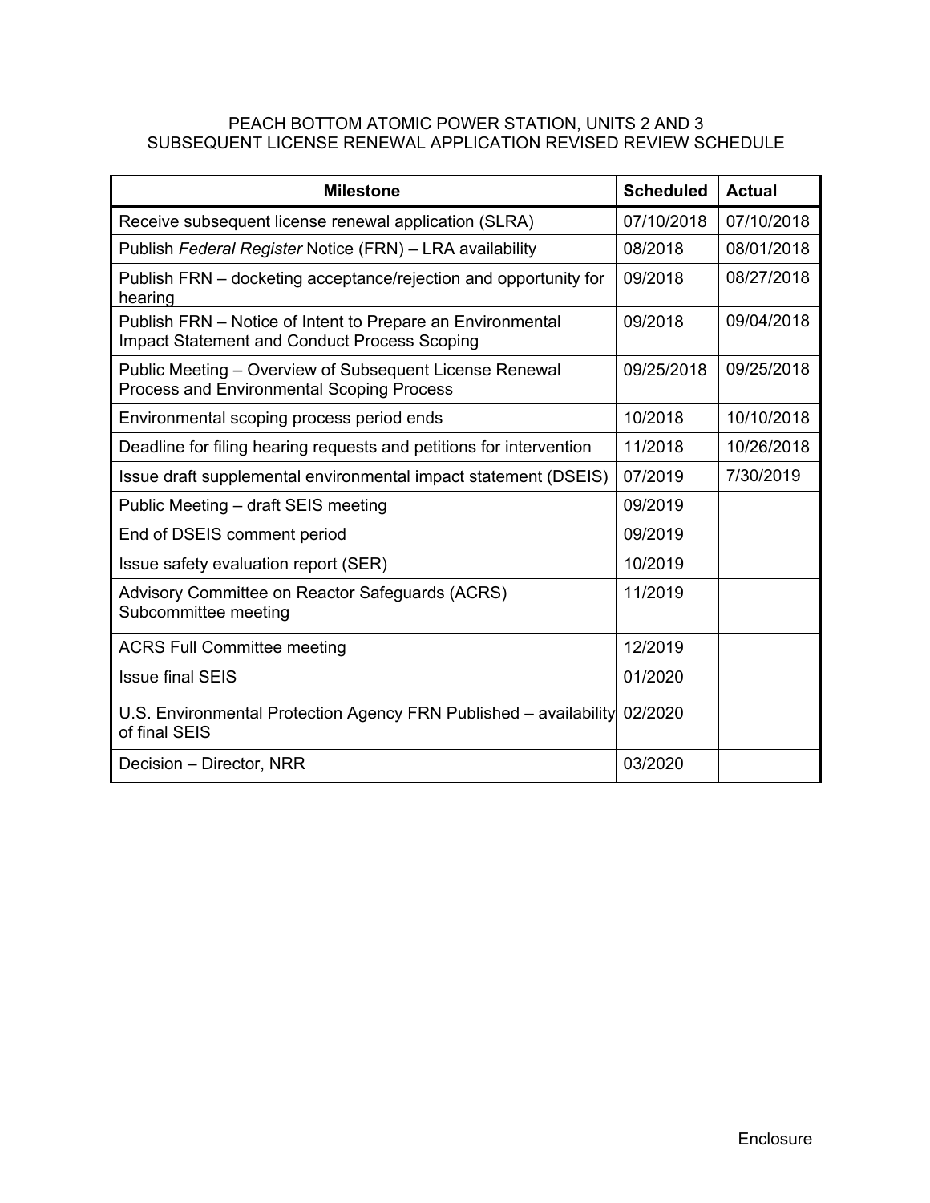PEACH BOTTOM ATOMIC POWER STATION, UNITS 2 AND 3
SUBSEQUENT LICENSE RENEWAL APPLICATION REVISED REVIEW SCHEDULE

| Milestone | Scheduled | Actual |
|---|---|---|
| Receive subsequent license renewal application (SLRA) | 07/10/2018 | 07/10/2018 |
| Publish *Federal Register* Notice (FRN) – LRA availability | 08/2018 | 08/01/2018 |
| Publish FRN – docketing acceptance/rejection and opportunity for hearing | 09/2018 | 08/27/2018 |
| Publish FRN – Notice of Intent to Prepare an Environmental Impact Statement and Conduct Process Scoping | 09/2018 | 09/04/2018 |
| Public Meeting – Overview of Subsequent License Renewal Process and Environmental Scoping Process | 09/25/2018 | 09/25/2018 |
| Environmental scoping process period ends | 10/2018 | 10/10/2018 |
| Deadline for filing hearing requests and petitions for intervention | 11/2018 | 10/26/2018 |
| Issue draft supplemental environmental impact statement (DSEIS) | 07/2019 | 7/30/2019 |
| Public Meeting – draft SEIS meeting | 09/2019 | |
| End of DSEIS comment period | 09/2019 | |
| Issue safety evaluation report (SER) | 10/2019 | |
| Advisory Committee on Reactor Safeguards (ACRS) Subcommittee meeting | 11/2019 | |
| ACRS Full Committee meeting | 12/2019 | |
| Issue final SEIS | 01/2020 | |
| U.S. Environmental Protection Agency FRN Published – availability of final SEIS | 02/2020 | |
| Decision – Director, NRR | 03/2020 | |

Enclosure